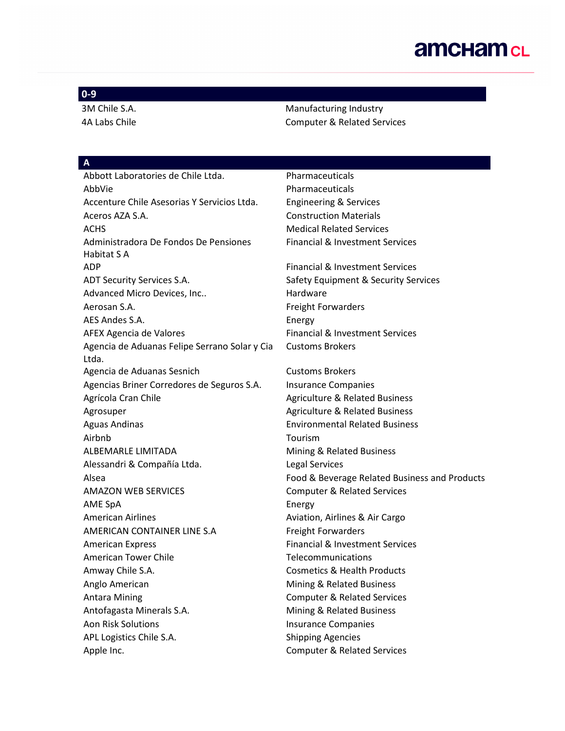## 0-9

| | |
|---|---|
| 3M Chile S.A. | Manufacturing Industry |
| 4A Labs Chile | Computer & Related Services |

## A

| | |
|---|---|
| Abbott Laboratories de Chile Ltda. | Pharmaceuticals |
| AbbVie | Pharmaceuticals |
| Accenture Chile Asesorias Y Servicios Ltda. | Engineering & Services |
| Aceros AZA S.A. | Construction Materials |
| ACHS | Medical Related Services |
| Administradora De Fondos De Pensiones Habitat S A | Financial & Investment Services |
| ADP | Financial & Investment Services |
| ADT Security Services S.A. | Safety Equipment & Security Services |
| Advanced Micro Devices, Inc.. | Hardware |
| Aerosan S.A. | Freight Forwarders |
| AES Andes S.A. | Energy |
| AFEX Agencia de Valores | Financial & Investment Services |
| Agencia de Aduanas Felipe Serrano Solar y Cia Ltda. | Customs Brokers |
| Agencia de Aduanas Sesnich | Customs Brokers |
| Agencias Briner Corredores de Seguros S.A. | Insurance Companies |
| Agrícola Cran Chile | Agriculture & Related Business |
| Agrosuper | Agriculture & Related Business |
| Aguas Andinas | Environmental Related Business |
| Airbnb | Tourism |
| ALBEMARLE LIMITADA | Mining & Related Business |
| Alessandri & Compañía Ltda. | Legal Services |
| Alsea | Food & Beverage Related Business and Products |
| AMAZON WEB SERVICES | Computer & Related Services |
| AME SpA | Energy |
| American Airlines | Aviation, Airlines & Air Cargo |
| AMERICAN CONTAINER LINE S.A | Freight Forwarders |
| American Express | Financial & Investment Services |
| American Tower Chile | Telecommunications |
| Amway Chile S.A. | Cosmetics & Health Products |
| Anglo American | Mining & Related Business |
| Antara Mining | Computer & Related Services |
| Antofagasta Minerals S.A. | Mining & Related Business |
| Aon Risk Solutions | Insurance Companies |
| APL Logistics Chile S.A. | Shipping Agencies |
| Apple Inc. | Computer & Related Services |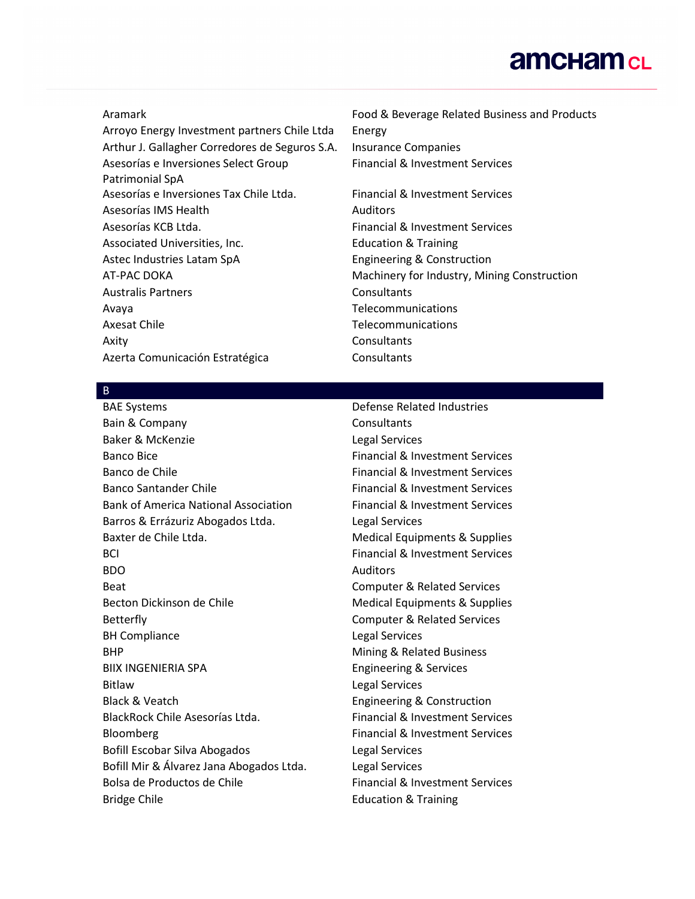| | |
|---|---|
| Aramark | Food & Beverage Related Business and Products |
| Arroyo Energy Investment partners Chile Ltda | Energy |
| Arthur J. Gallagher Corredores de Seguros S.A. | Insurance Companies |
| Asesorías e Inversiones Select Group Patrimonial SpA | Financial & Investment Services |
| Asesorías e Inversiones Tax Chile Ltda. | Financial & Investment Services |
| Asesorías IMS Health | Auditors |
| Asesorías KCB Ltda. | Financial & Investment Services |
| Associated Universities, Inc. | Education & Training |
| Astec Industries Latam SpA | Engineering & Construction |
| AT-PAC DOKA | Machinery for Industry, Mining Construction |
| Australis Partners | Consultants |
| Avaya | Telecommunications |
| Axesat Chile | Telecommunications |
| Axity | Consultants |
| Azerta Comunicación Estratégica | Consultants |

## B

| | |
|---|---|
| BAE Systems | Defense Related Industries |
| Bain & Company | Consultants |
| Baker & McKenzie | Legal Services |
| Banco Bice | Financial & Investment Services |
| Banco de Chile | Financial & Investment Services |
| Banco Santander Chile | Financial & Investment Services |
| Bank of America National Association | Financial & Investment Services |
| Barros & Errázuriz Abogados Ltda. | Legal Services |
| Baxter de Chile Ltda. | Medical Equipments & Supplies |
| BCI | Financial & Investment Services |
| BDO | Auditors |
| Beat | Computer & Related Services |
| Becton Dickinson de Chile | Medical Equipments & Supplies |
| Betterfly | Computer & Related Services |
| BH Compliance | Legal Services |
| BHP | Mining & Related Business |
| BIIX INGENIERIA SPA | Engineering & Services |
| Bitlaw | Legal Services |
| Black & Veatch | Engineering & Construction |
| BlackRock Chile Asesorías Ltda. | Financial & Investment Services |
| Bloomberg | Financial & Investment Services |
| Bofill Escobar Silva Abogados | Legal Services |
| Bofill Mir & Álvarez Jana Abogados Ltda. | Legal Services |
| Bolsa de Productos de Chile | Financial & Investment Services |
| Bridge Chile | Education & Training |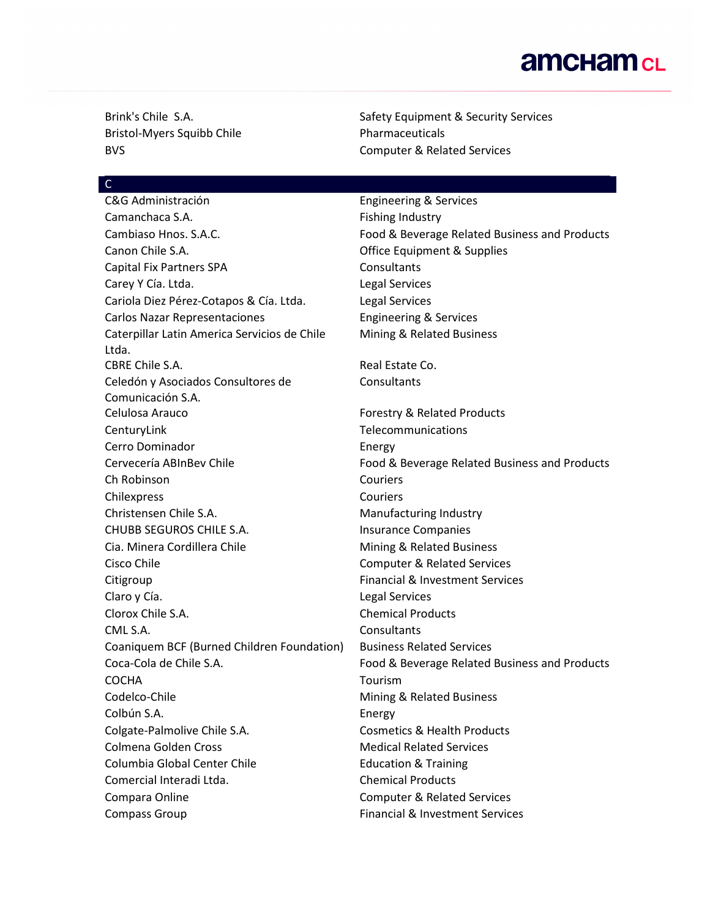| | |
|---|---|
| Brink's Chile S.A. | Safety Equipment & Security Services |
| Bristol-Myers Squibb Chile | Pharmaceuticals |
| BVS | Computer & Related Services |

## C

| | |
|---|---|
| C&G Administración | Engineering & Services |
| Camanchaca S.A. | Fishing Industry |
| Cambiaso Hnos. S.A.C. | Food & Beverage Related Business and Products |
| Canon Chile S.A. | Office Equipment & Supplies |
| Capital Fix Partners SPA | Consultants |
| Carey Y Cía. Ltda. | Legal Services |
| Cariola Diez Pérez-Cotapos & Cía. Ltda. | Legal Services |
| Carlos Nazar Representaciones | Engineering & Services |
| Caterpillar Latin America Servicios de Chile Ltda. | Mining & Related Business |
| CBRE Chile S.A. | Real Estate Co. |
| Celedón y Asociados Consultores de Comunicación S.A. | Consultants |
| Celulosa Arauco | Forestry & Related Products |
| CenturyLink | Telecommunications |
| Cerro Dominador | Energy |
| Cervecería ABInBev Chile | Food & Beverage Related Business and Products |
| Ch Robinson | Couriers |
| Chilexpress | Couriers |
| Christensen Chile S.A. | Manufacturing Industry |
| CHUBB SEGUROS CHILE S.A. | Insurance Companies |
| Cia. Minera Cordillera Chile | Mining & Related Business |
| Cisco Chile | Computer & Related Services |
| Citigroup | Financial & Investment Services |
| Claro y Cía. | Legal Services |
| Clorox Chile S.A. | Chemical Products |
| CML S.A. | Consultants |
| Coaniquem BCF (Burned Children Foundation) | Business Related Services |
| Coca-Cola de Chile S.A. | Food & Beverage Related Business and Products |
| COCHA | Tourism |
| Codelco-Chile | Mining & Related Business |
| Colbún S.A. | Energy |
| Colgate-Palmolive Chile S.A. | Cosmetics & Health Products |
| Colmena Golden Cross | Medical Related Services |
| Columbia Global Center Chile | Education & Training |
| Comercial Interadi Ltda. | Chemical Products |
| Compara Online | Computer & Related Services |
| Compass Group | Financial & Investment Services |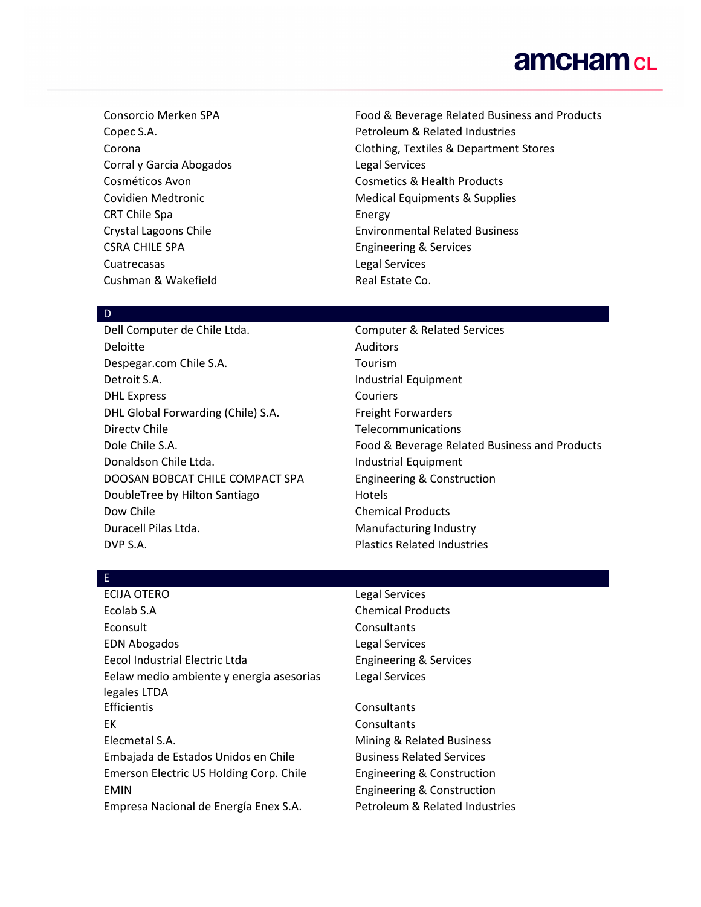| | |
|---|---|
| Consorcio Merken SPA | Food & Beverage Related Business and Products |
| Copec S.A. | Petroleum & Related Industries |
| Corona | Clothing, Textiles & Department Stores |
| Corral y Garcia Abogados | Legal Services |
| Cosméticos Avon | Cosmetics & Health Products |
| Covidien Medtronic | Medical Equipments & Supplies |
| CRT Chile Spa | Energy |
| Crystal Lagoons Chile | Environmental Related Business |
| CSRA CHILE SPA | Engineering & Services |
| Cuatrecasas | Legal Services |
| Cushman & Wakefield | Real Estate Co. |

## D

| | |
|---|---|
| Dell Computer de Chile Ltda. | Computer & Related Services |
| Deloitte | Auditors |
| Despegar.com Chile S.A. | Tourism |
| Detroit S.A. | Industrial Equipment |
| DHL Express | Couriers |
| DHL Global Forwarding (Chile) S.A. | Freight Forwarders |
| Directv Chile | Telecommunications |
| Dole Chile S.A. | Food & Beverage Related Business and Products |
| Donaldson Chile Ltda. | Industrial Equipment |
| DOOSAN BOBCAT CHILE COMPACT SPA | Engineering & Construction |
| DoubleTree by Hilton Santiago | Hotels |
| Dow Chile | Chemical Products |
| Duracell Pilas Ltda. | Manufacturing Industry |
| DVP S.A. | Plastics Related Industries |

## E

| | |
|---|---|
| ECIJA OTERO | Legal Services |
| Ecolab S.A | Chemical Products |
| Econsult | Consultants |
| EDN Abogados | Legal Services |
| Eecol Industrial Electric Ltda | Engineering & Services |
| Eelaw medio ambiente y energia asesorias legales LTDA | Legal Services |
| Efficientis | Consultants |
| EK | Consultants |
| Elecmetal S.A. | Mining & Related Business |
| Embajada de Estados Unidos en Chile | Business Related Services |
| Emerson Electric US Holding Corp. Chile | Engineering & Construction |
| EMIN | Engineering & Construction |
| Empresa Nacional de Energía Enex S.A. | Petroleum & Related Industries |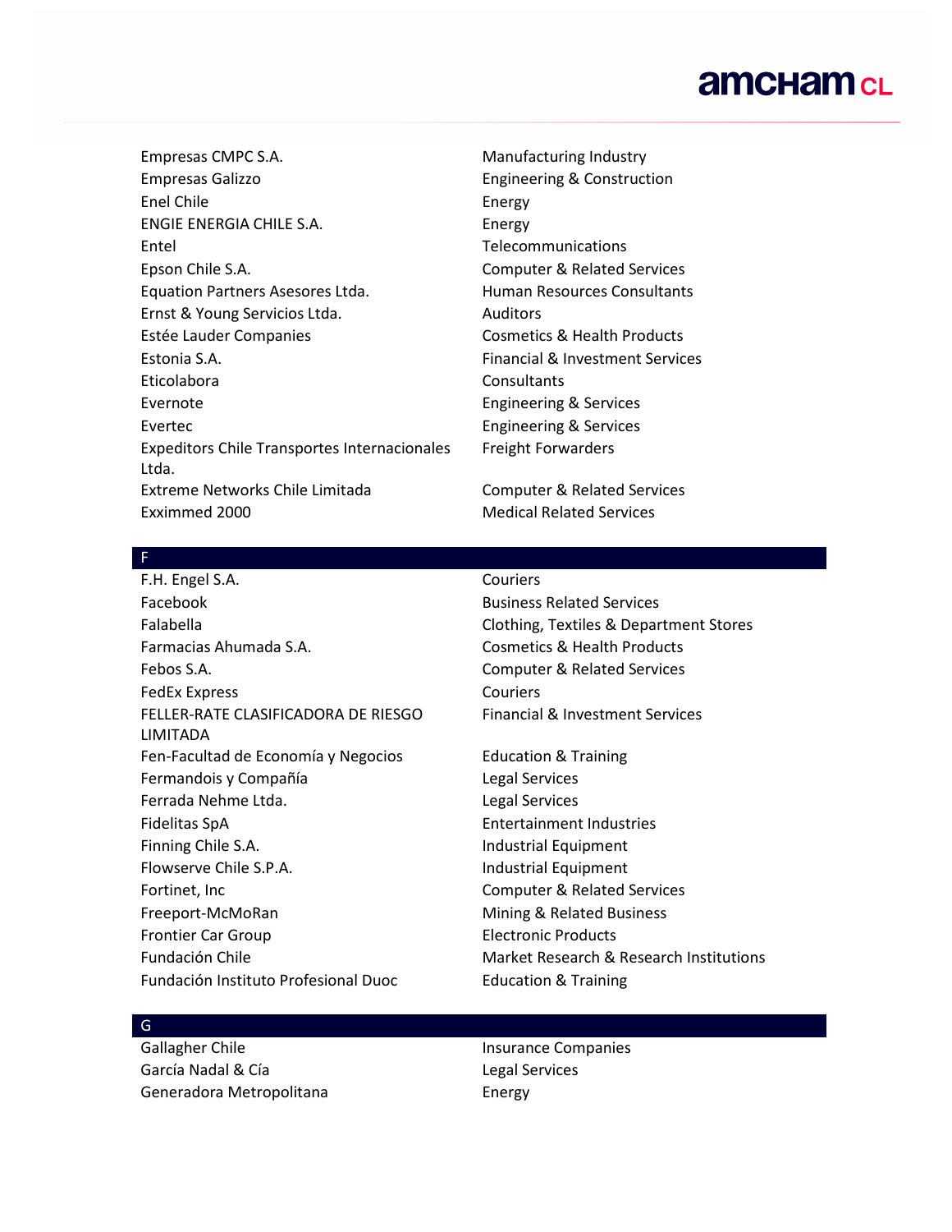| | |
|---|---|
| Empresas CMPC S.A. | Manufacturing Industry |
| Empresas Galizzo | Engineering & Construction |
| Enel Chile | Energy |
| ENGIE ENERGIA CHILE S.A. | Energy |
| Entel | Telecommunications |
| Epson Chile S.A. | Computer & Related Services |
| Equation Partners Asesores Ltda. | Human Resources Consultants |
| Ernst & Young Servicios Ltda. | Auditors |
| Estée Lauder Companies | Cosmetics & Health Products |
| Estonia S.A. | Financial & Investment Services |
| Eticolabora | Consultants |
| Evernote | Engineering & Services |
| Evertec | Engineering & Services |
| Expeditors Chile Transportes Internacionales Ltda. | Freight Forwarders |
| Extreme Networks Chile Limitada | Computer & Related Services |
| Eximmed 2000 | Medical Related Services |

## F

| | |
|---|---|
| F.H. Engel S.A. | Couriers |
| Facebook | Business Related Services |
| Falabella | Clothing, Textiles & Department Stores |
| Farmacias Ahumada S.A. | Cosmetics & Health Products |
| Febos S.A. | Computer & Related Services |
| FedEx Express | Couriers |
| FELLER-RATE CLASIFICADORA DE RIESGO LIMITADA | Financial & Investment Services |
| Fen-Facultad de Economía y Negocios | Education & Training |
| Fermandois y Compañía | Legal Services |
| Ferrada Nehme Ltda. | Legal Services |
| Fidelitas SpA | Entertainment Industries |
| Finning Chile S.A. | Industrial Equipment |
| Flowserve Chile S.P.A. | Industrial Equipment |
| Fortinet, Inc | Computer & Related Services |
| Freeport-McMoRan | Mining & Related Business |
| Frontier Car Group | Electronic Products |
| Fundación Chile | Market Research & Research Institutions |
| Fundación Instituto Profesional Duoc | Education & Training |

## G

| | |
|---|---|
| Gallagher Chile | Insurance Companies |
| García Nadal & Cía | Legal Services |
| Generadora Metropolitana | Energy |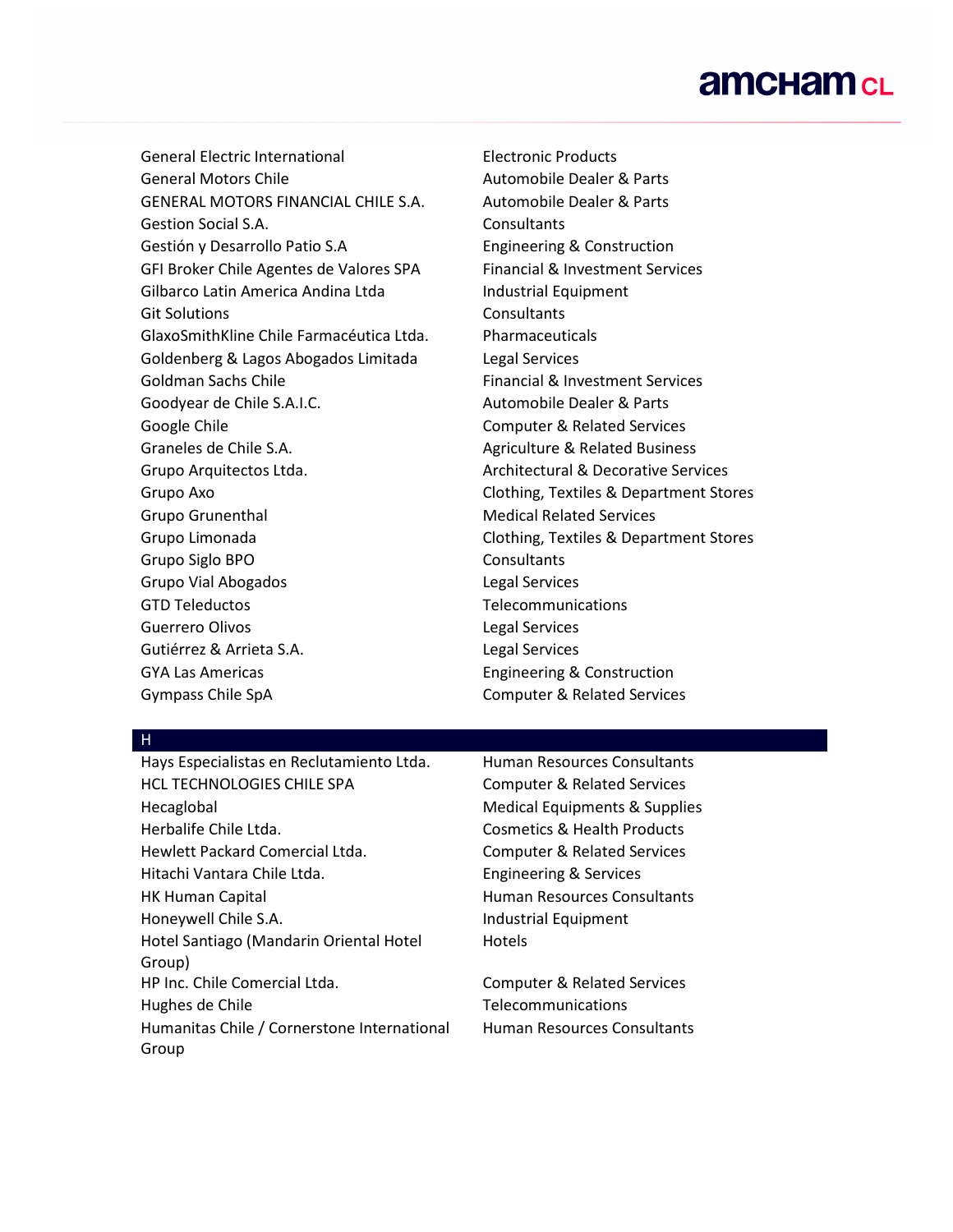| | |
|---|---|
| General Electric International | Electronic Products |
| General Motors Chile | Automobile Dealer & Parts |
| GENERAL MOTORS FINANCIAL CHILE S.A. | Automobile Dealer & Parts |
| Gestion Social S.A. | Consultants |
| Gestión y Desarrollo Patio S.A | Engineering & Construction |
| GFI Broker Chile Agentes de Valores SPA | Financial & Investment Services |
| Gilbarco Latin America Andina Ltda | Industrial Equipment |
| Git Solutions | Consultants |
| GlaxoSmithKline Chile Farmacéutica Ltda. | Pharmaceuticals |
| Goldenberg & Lagos Abogados Limitada | Legal Services |
| Goldman Sachs Chile | Financial & Investment Services |
| Goodyear de Chile S.A.I.C. | Automobile Dealer & Parts |
| Google Chile | Computer & Related Services |
| Graneles de Chile S.A. | Agriculture & Related Business |
| Grupo Arquitectos Ltda. | Architectural & Decorative Services |
| Grupo Axo | Clothing, Textiles & Department Stores |
| Grupo Grunenthal | Medical Related Services |
| Grupo Limonada | Clothing, Textiles & Department Stores |
| Grupo Siglo BPO | Consultants |
| Grupo Vial Abogados | Legal Services |
| GTD Teleductos | Telecommunications |
| Guerrero Olivos | Legal Services |
| Gutiérrez & Arrieta S.A. | Legal Services |
| GYA Las Americas | Engineering & Construction |
| Gympass Chile SpA | Computer & Related Services |

## H

| | |
|---|---|
| Hays Especialistas en Reclutamiento Ltda. | Human Resources Consultants |
| HCL TECHNOLOGIES CHILE SPA | Computer & Related Services |
| Hecaglobal | Medical Equipments & Supplies |
| Herbalife Chile Ltda. | Cosmetics & Health Products |
| Hewlett Packard Comercial Ltda. | Computer & Related Services |
| Hitachi Vantara Chile Ltda. | Engineering & Services |
| HK Human Capital | Human Resources Consultants |
| Honeywell Chile S.A. | Industrial Equipment |
| Hotel Santiago (Mandarin Oriental Hotel Group) | Hotels |
| HP Inc. Chile Comercial Ltda. | Computer & Related Services |
| Hughes de Chile | Telecommunications |
| Humanitas Chile / Cornerstone International Group | Human Resources Consultants |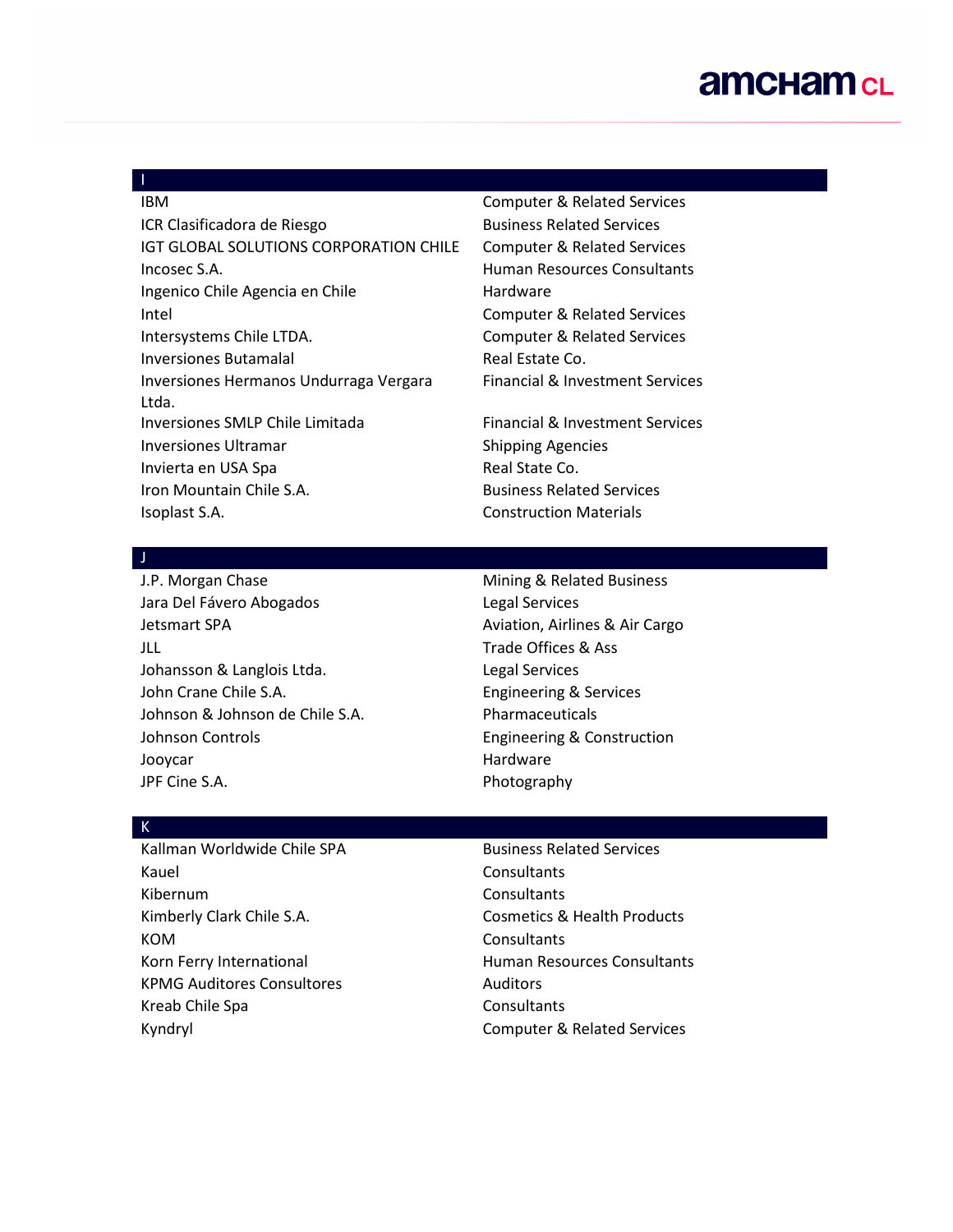| I | |
|---|---|
| IBM | Computer & Related Services |
| ICR Clasificadora de Riesgo | Business Related Services |
| IGT GLOBAL SOLUTIONS CORPORATION CHILE | Computer & Related Services |
| Incosec S.A. | Human Resources Consultants |
| Ingenico Chile Agencia en Chile | Hardware |
| Intel | Computer & Related Services |
| Intersystems Chile LTDA. | Computer & Related Services |
| Inversiones Butamalal | Real Estate Co. |
| Inversiones Hermanos Undurraga Vergara Ltda. | Financial & Investment Services |
| Inversiones SMLP Chile Limitada | Financial & Investment Services |
| Inversiones Ultramar | Shipping Agencies |
| Invierta en USA Spa | Real State Co. |
| Iron Mountain Chile S.A. | Business Related Services |
| Isoplast S.A. | Construction Materials |

| J | |
|---|---|
| J.P. Morgan Chase | Mining & Related Business |
| Jara Del Fávero Abogados | Legal Services |
| Jetsmart SPA | Aviation, Airlines & Air Cargo |
| JLL | Trade Offices & Ass |
| Johansson & Langlois Ltda. | Legal Services |
| John Crane Chile S.A. | Engineering & Services |
| Johnson & Johnson de Chile S.A. | Pharmaceuticals |
| Johnson Controls | Engineering & Construction |
| Jooycar | Hardware |
| JPF Cine S.A. | Photography |

| K | |
|---|---|
| Kallman Worldwide Chile SPA | Business Related Services |
| Kauel | Consultants |
| Kibernum | Consultants |
| Kimberly Clark Chile S.A. | Cosmetics & Health Products |
| KOM | Consultants |
| Korn Ferry International | Human Resources Consultants |
| KPMG Auditores Consultores | Auditors |
| Kreab Chile Spa | Consultants |
| Kyndryl | Computer & Related Services |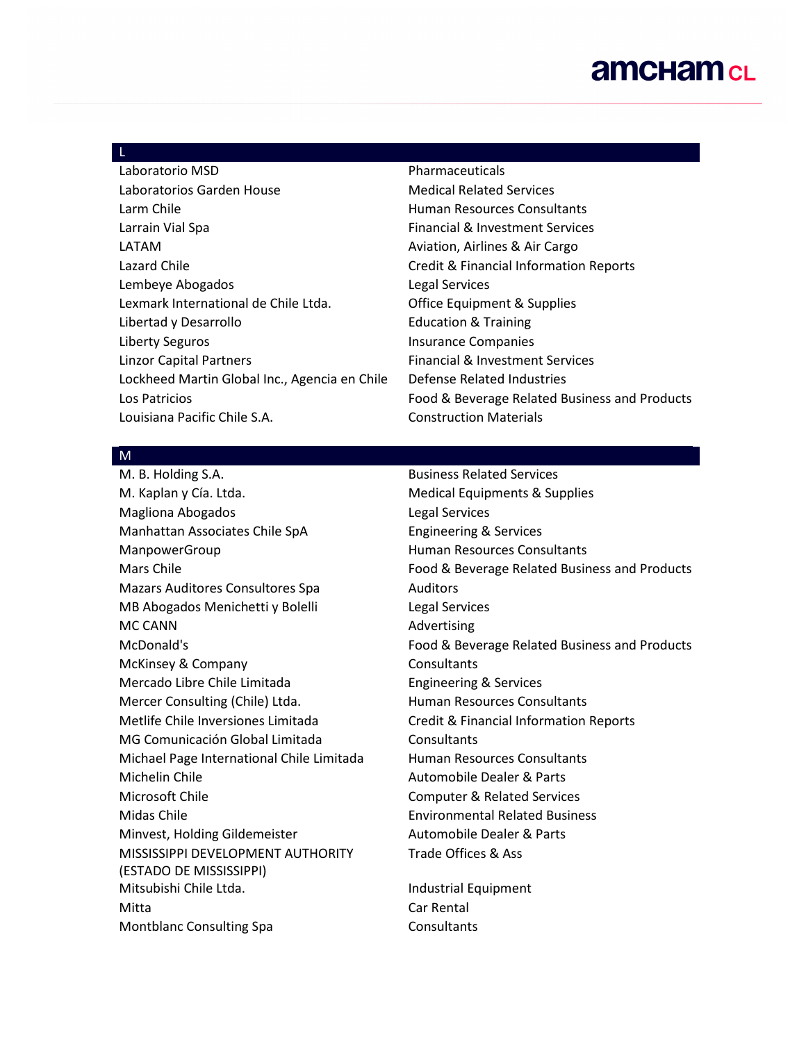## L

| | |
|---|---|
| Laboratorio MSD | Pharmaceuticals |
| Laboratorios Garden House | Medical Related Services |
| Larm Chile | Human Resources Consultants |
| Larrain Vial Spa | Financial & Investment Services |
| LATAM | Aviation, Airlines & Air Cargo |
| Lazard Chile | Credit & Financial Information Reports |
| Lembeye Abogados | Legal Services |
| Lexmark International de Chile Ltda. | Office Equipment & Supplies |
| Libertad y Desarrollo | Education & Training |
| Liberty Seguros | Insurance Companies |
| Linzor Capital Partners | Financial & Investment Services |
| Lockheed Martin Global Inc., Agencia en Chile | Defense Related Industries |
| Los Patricios | Food & Beverage Related Business and Products |
| Louisiana Pacific Chile S.A. | Construction Materials |

## M

| | |
|---|---|
| M. B. Holding S.A. | Business Related Services |
| M. Kaplan y Cía. Ltda. | Medical Equipments & Supplies |
| Magliona Abogados | Legal Services |
| Manhattan Associates Chile SpA | Engineering & Services |
| ManpowerGroup | Human Resources Consultants |
| Mars Chile | Food & Beverage Related Business and Products |
| Mazars Auditores Consultores Spa | Auditors |
| MB Abogados Menichetti y Bolelli | Legal Services |
| MC CANN | Advertising |
| McDonald's | Food & Beverage Related Business and Products |
| McKinsey & Company | Consultants |
| Mercado Libre Chile Limitada | Engineering & Services |
| Mercer Consulting (Chile) Ltda. | Human Resources Consultants |
| Metlife Chile Inversiones Limitada | Credit & Financial Information Reports |
| MG Comunicación Global Limitada | Consultants |
| Michael Page International Chile Limitada | Human Resources Consultants |
| Michelin Chile | Automobile Dealer & Parts |
| Microsoft Chile | Computer & Related Services |
| Midas Chile | Environmental Related Business |
| Minvest, Holding Gildemeister | Automobile Dealer & Parts |
| MISSISSIPPI DEVELOPMENT AUTHORITY (ESTADO DE MISSISSIPPI) | Trade Offices & Ass |
| Mitsubishi Chile Ltda. | Industrial Equipment |
| Mitta | Car Rental |
| Montblanc Consulting Spa | Consultants |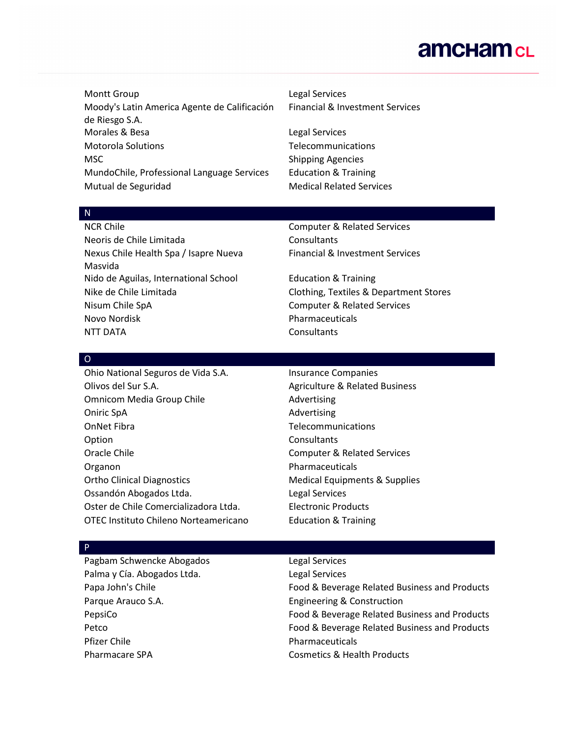| Company | Sector |
|---|---|
| Montt Group | Legal Services |
| Moody's Latin America Agente de Calificación de Riesgo S.A. | Financial & Investment Services |
| Morales & Besa | Legal Services |
| Motorola Solutions | Telecommunications |
| MSC | Shipping Agencies |
| MundoChile, Professional Language Services | Education & Training |
| Mutual de Seguridad | Medical Related Services |

## N

| Company | Sector |
|---|---|
| NCR Chile | Computer & Related Services |
| Neoris de Chile Limitada | Consultants |
| Nexus Chile Health Spa / Isapre Nueva Masvida | Financial & Investment Services |
| Nido de Aguilas, International School | Education & Training |
| Nike de Chile Limitada | Clothing, Textiles & Department Stores |
| Nisum Chile SpA | Computer & Related Services |
| Novo Nordisk | Pharmaceuticals |
| NTT DATA | Consultants |

## O

| Company | Sector |
|---|---|
| Ohio National Seguros de Vida S.A. | Insurance Companies |
| Olivos del Sur S.A. | Agriculture & Related Business |
| Omnicom Media Group Chile | Advertising |
| Oniric SpA | Advertising |
| OnNet Fibra | Telecommunications |
| Option | Consultants |
| Oracle Chile | Computer & Related Services |
| Organon | Pharmaceuticals |
| Ortho Clinical Diagnostics | Medical Equipments & Supplies |
| Ossandón Abogados Ltda. | Legal Services |
| Oster de Chile Comercializadora Ltda. | Electronic Products |
| OTEC Instituto Chileno Norteamericano | Education & Training |

## P

| Company | Sector |
|---|---|
| Pagbam Schwencke Abogados | Legal Services |
| Palma y Cía. Abogados Ltda. | Legal Services |
| Papa John's Chile | Food & Beverage Related Business and Products |
| Parque Arauco S.A. | Engineering & Construction |
| PepsiCo | Food & Beverage Related Business and Products |
| Petco | Food & Beverage Related Business and Products |
| Pfizer Chile | Pharmaceuticals |
| Pharmacare SPA | Cosmetics & Health Products |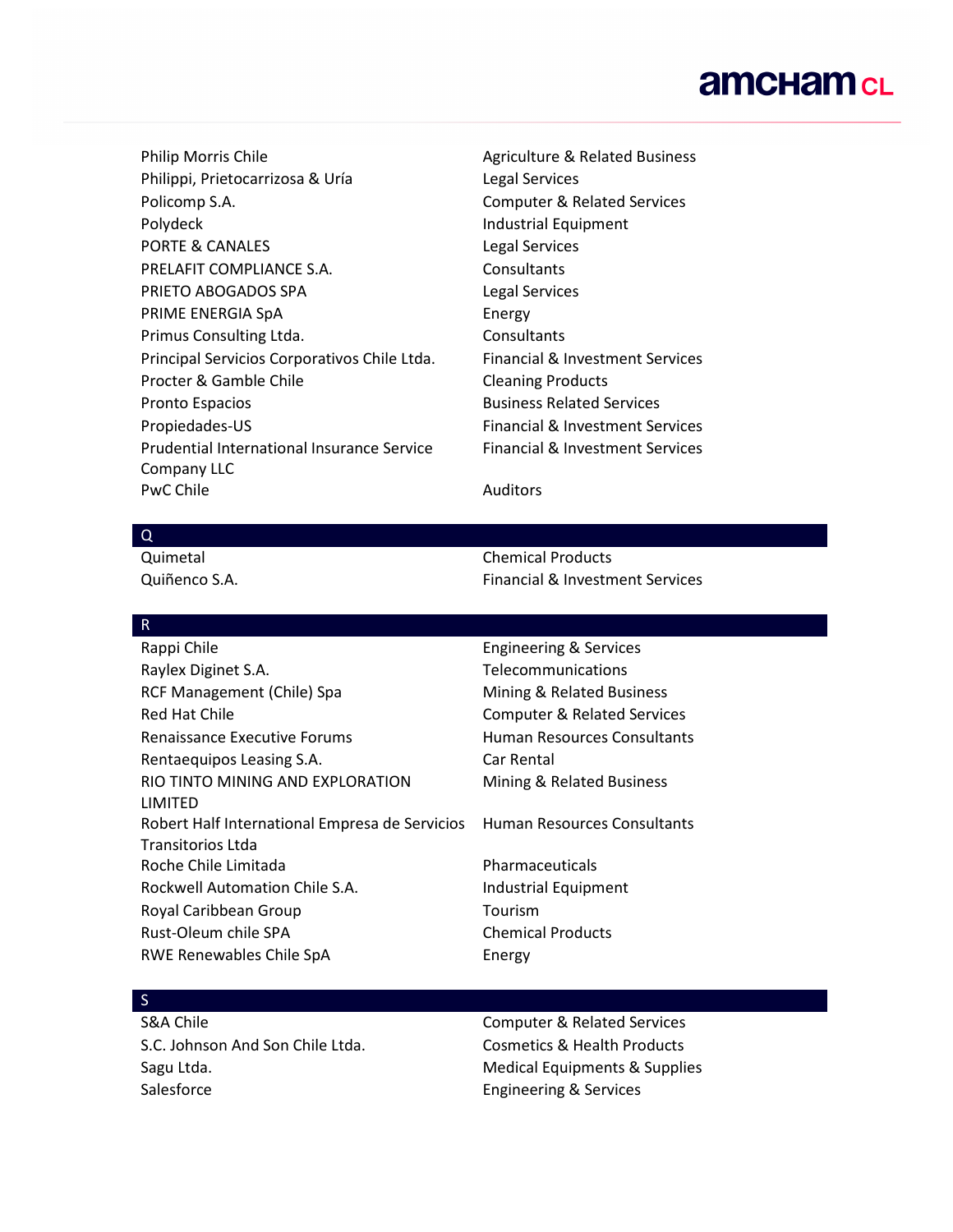| | |
|---|---|
| Philip Morris Chile | Agriculture & Related Business |
| Philippi, Prietocarrizosa & Uría | Legal Services |
| Policomp S.A. | Computer & Related Services |
| Polydeck | Industrial Equipment |
| PORTE & CANALES | Legal Services |
| PRELAFIT COMPLIANCE S.A. | Consultants |
| PRIETO ABOGADOS SPA | Legal Services |
| PRIME ENERGIA SpA | Energy |
| Primus Consulting Ltda. | Consultants |
| Principal Servicios Corporativos Chile Ltda. | Financial & Investment Services |
| Procter & Gamble Chile | Cleaning Products |
| Pronto Espacios | Business Related Services |
| Propiedades-US | Financial & Investment Services |
| Prudential International Insurance Service Company LLC | Financial & Investment Services |
| PwC Chile | Auditors |

## Q

| | |
|---|---|
| Quimetal | Chemical Products |
| Quiñenco S.A. | Financial & Investment Services |

## R

| | |
|---|---|
| Rappi Chile | Engineering & Services |
| Raylex Diginet S.A. | Telecommunications |
| RCF Management (Chile) Spa | Mining & Related Business |
| Red Hat Chile | Computer & Related Services |
| Renaissance Executive Forums | Human Resources Consultants |
| Rentaequipos Leasing S.A. | Car Rental |
| RIO TINTO MINING AND EXPLORATION LIMITED | Mining & Related Business |
| Robert Half International Empresa de Servicios Transitorios Ltda | Human Resources Consultants |
| Roche Chile Limitada | Pharmaceuticals |
| Rockwell Automation Chile S.A. | Industrial Equipment |
| Royal Caribbean Group | Tourism |
| Rust-Oleum chile SPA | Chemical Products |
| RWE Renewables Chile SpA | Energy |

## S

| | |
|---|---|
| S&A Chile | Computer & Related Services |
| S.C. Johnson And Son Chile Ltda. | Cosmetics & Health Products |
| Sagu Ltda. | Medical Equipments & Supplies |
| Salesforce | Engineering & Services |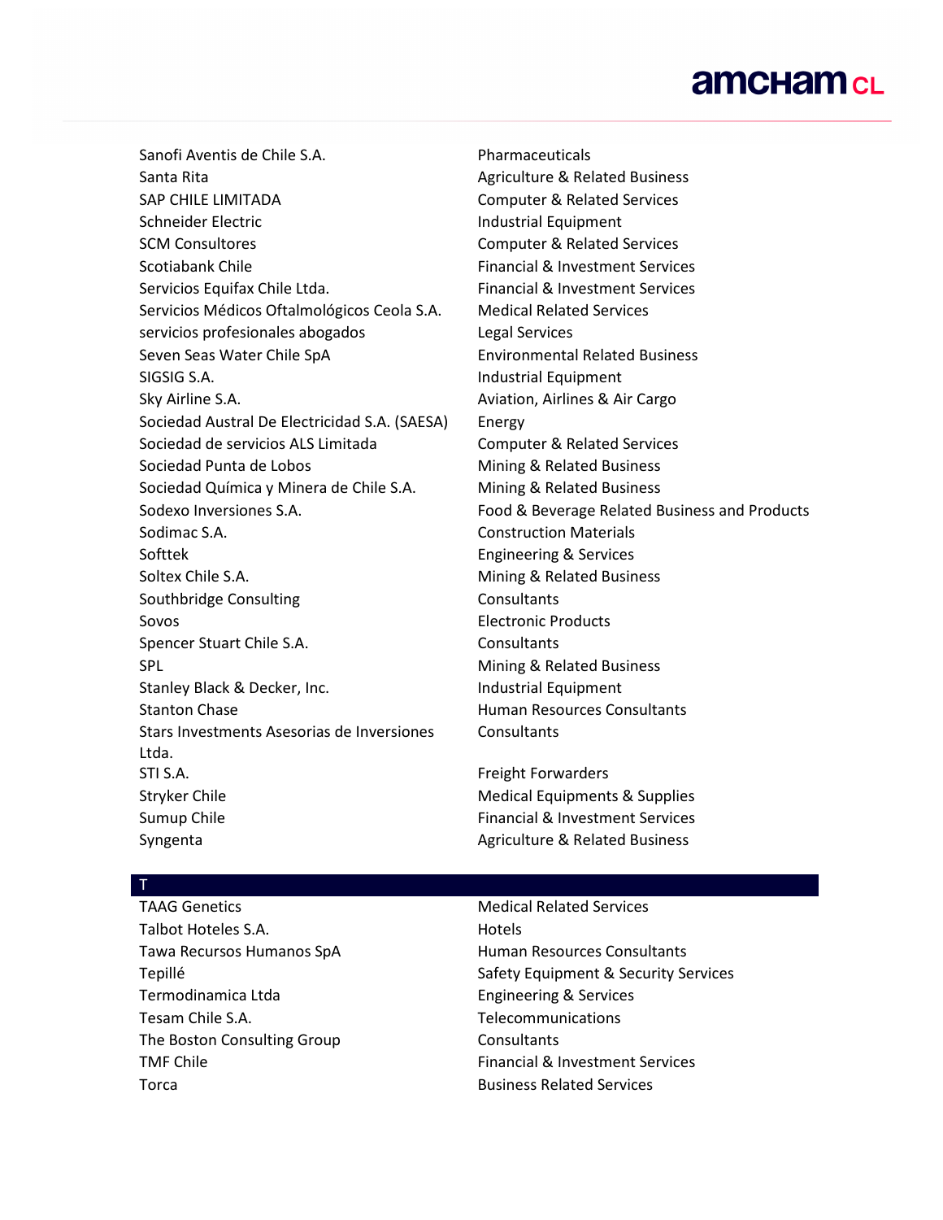| | |
|---|---|
| Sanofi Aventis de Chile S.A. | Pharmaceuticals |
| Santa Rita | Agriculture & Related Business |
| SAP CHILE LIMITADA | Computer & Related Services |
| Schneider Electric | Industrial Equipment |
| SCM Consultores | Computer & Related Services |
| Scotiabank Chile | Financial & Investment Services |
| Servicios Equifax Chile Ltda. | Financial & Investment Services |
| Servicios Médicos Oftalmológicos Ceola S.A. | Medical Related Services |
| servicios profesionales abogados | Legal Services |
| Seven Seas Water Chile SpA | Environmental Related Business |
| SIGSIG S.A. | Industrial Equipment |
| Sky Airline S.A. | Aviation, Airlines & Air Cargo |
| Sociedad Austral De Electricidad S.A. (SAESA) | Energy |
| Sociedad de servicios ALS Limitada | Computer & Related Services |
| Sociedad Punta de Lobos | Mining & Related Business |
| Sociedad Química y Minera de Chile S.A. | Mining & Related Business |
| Sodexo Inversiones S.A. | Food & Beverage Related Business and Products |
| Sodimac S.A. | Construction Materials |
| Softtek | Engineering & Services |
| Soltex Chile S.A. | Mining & Related Business |
| Southbridge Consulting | Consultants |
| Sovos | Electronic Products |
| Spencer Stuart Chile S.A. | Consultants |
| SPL | Mining & Related Business |
| Stanley Black & Decker, Inc. | Industrial Equipment |
| Stanton Chase | Human Resources Consultants |
| Stars Investments Asesorias de Inversiones Ltda. | Consultants |
| STI S.A. | Freight Forwarders |
| Stryker Chile | Medical Equipments & Supplies |
| Sumup Chile | Financial & Investment Services |
| Syngenta | Agriculture & Related Business |

## T

| | |
|---|---|
| TAAG Genetics | Medical Related Services |
| Talbot Hoteles S.A. | Hotels |
| Tawa Recursos Humanos SpA | Human Resources Consultants |
| Tepillé | Safety Equipment & Security Services |
| Termodinamica Ltda | Engineering & Services |
| Tesam Chile S.A. | Telecommunications |
| The Boston Consulting Group | Consultants |
| TMF Chile | Financial & Investment Services |
| Torca | Business Related Services |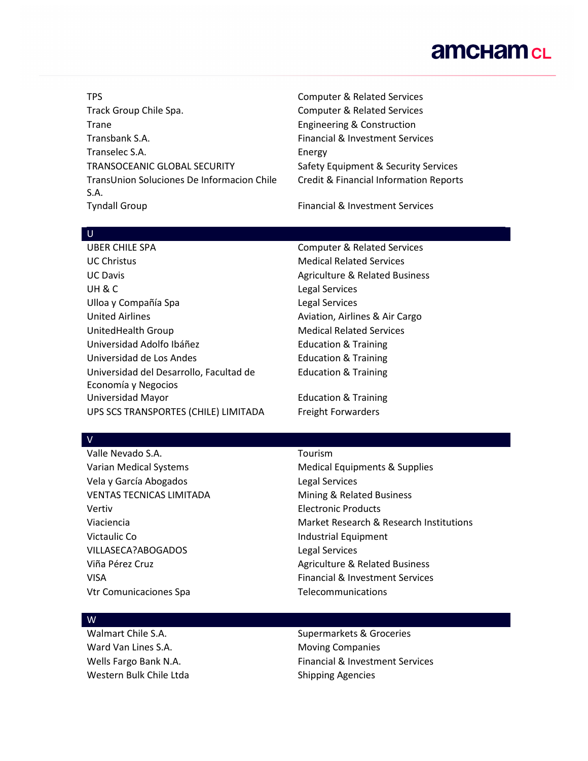| | |
|---|---|
| TPS | Computer & Related Services |
| Track Group Chile Spa. | Computer & Related Services |
| Trane | Engineering & Construction |
| Transbank S.A. | Financial & Investment Services |
| Transelec S.A. | Energy |
| TRANSOCEANIC GLOBAL SECURITY | Safety Equipment & Security Services |
| TransUnion Soluciones De Informacion Chile S.A. | Credit & Financial Information Reports |
| Tyndall Group | Financial & Investment Services |

## U

| | |
|---|---|
| UBER CHILE SPA | Computer & Related Services |
| UC Christus | Medical Related Services |
| UC Davis | Agriculture & Related Business |
| UH & C | Legal Services |
| Ulloa y Compañía Spa | Legal Services |
| United Airlines | Aviation, Airlines & Air Cargo |
| UnitedHealth Group | Medical Related Services |
| Universidad Adolfo Ibáñez | Education & Training |
| Universidad de Los Andes | Education & Training |
| Universidad del Desarrollo, Facultad de Economía y Negocios | Education & Training |
| Universidad Mayor | Education & Training |
| UPS SCS TRANSPORTES (CHILE) LIMITADA | Freight Forwarders |

## V

| | |
|---|---|
| Valle Nevado S.A. | Tourism |
| Varian Medical Systems | Medical Equipments & Supplies |
| Vela y García Abogados | Legal Services |
| VENTAS TECNICAS LIMITADA | Mining & Related Business |
| Vertiv | Electronic Products |
| Viaciencia | Market Research & Research Institutions |
| Victaulic Co | Industrial Equipment |
| VILLASECA?ABOGADOS | Legal Services |
| Viña Pérez Cruz | Agriculture & Related Business |
| VISA | Financial & Investment Services |
| Vtr Comunicaciones Spa | Telecommunications |

## W

| | |
|---|---|
| Walmart Chile S.A. | Supermarkets & Groceries |
| Ward Van Lines S.A. | Moving Companies |
| Wells Fargo Bank N.A. | Financial & Investment Services |
| Western Bulk Chile Ltda | Shipping Agencies |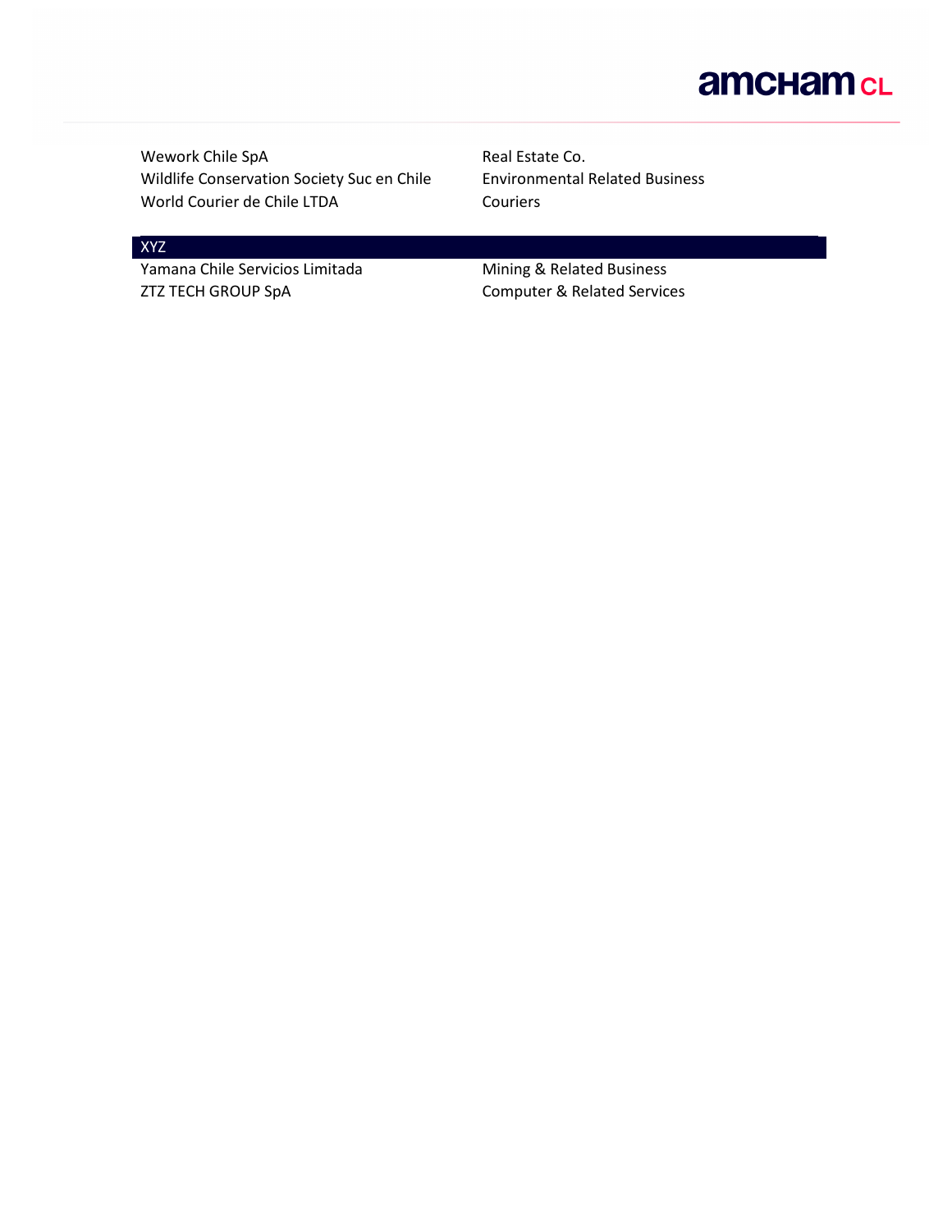| | |
|---|---|
| Wework Chile SpA | Real Estate Co. |
| Wildlife Conservation Society Suc en Chile | Environmental Related Business |
| World Courier de Chile LTDA | Couriers |

## XYZ

| | |
|---|---|
| Yamana Chile Servicios Limitada | Mining & Related Business |
| ZTZ TECH GROUP SpA | Computer & Related Services |